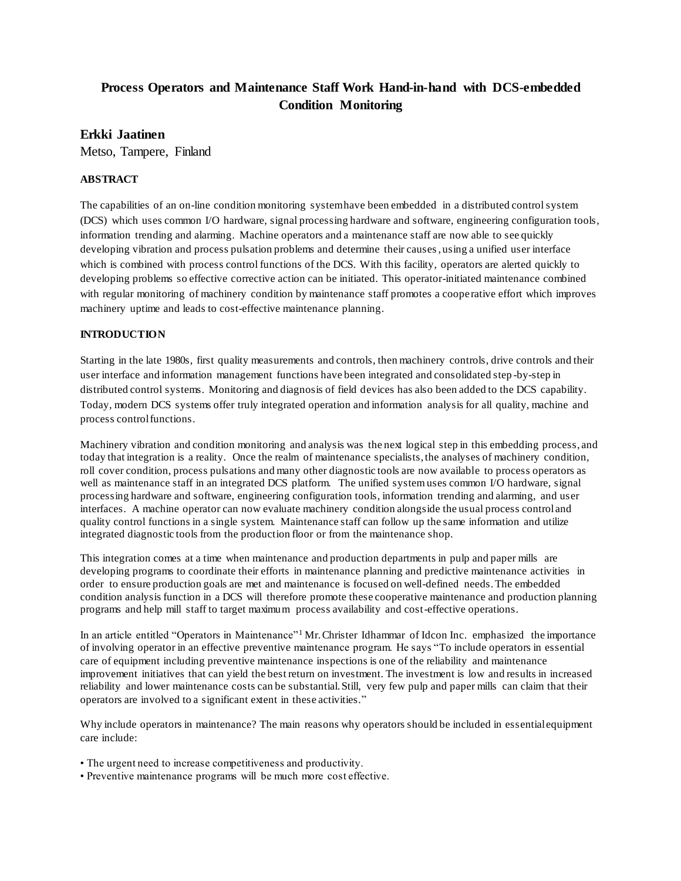# Process Operators and Maintenance Staff Work Hand-in-hand with DCS-embedded Condition Monitoring

**Erkki Jaatinen**

Metso, Tampere, Finland

## ABSTRACT

The capabilities of an on-line condition monitoring system have been embedded in a distributed control system (DCS) which uses common I/O hardware, signal processing hardware and software, engineering configuration tools, information trending and alarming. Machine operators and a maintenance staff are now able to see quickly developing vibration and process pulsation problems and determine their causes, using a unified user interface which is combined with process control functions of the DCS. With this facility, operators are alerted quickly to developing problems so effective corrective action can be initiated. This operator-initiated maintenance combined with regular monitoring of machinery condition by maintenance staff promotes a cooperative effort which improves machinery uptime and leads to cost-effective maintenance planning.

## INTRODUCTION

Starting in the late 1980s, first quality measurements and controls, then machinery controls, drive controls and their user interface and information management functions have been integrated and consolidated step-by-step in distributed control systems. Monitoring and diagnosis of field devices has also been added to the DCS capability. Today, modern DCS systems offer truly integrated operation and information analysis for all quality, machine and process control functions.

Machinery vibration and condition monitoring and analysis was the next logical step in this embedding process, and today that integration is a reality. Once the realm of maintenance specialists, the analyses of machinery condition, roll cover condition, process pulsations and many other diagnostic tools are now available to process operators as well as maintenance staff in an integrated DCS platform. The unified system uses common I/O hardware, signal processing hardware and software, engineering configuration tools, information trending and alarming, and user interfaces. A machine operator can now evaluate machinery condition alongside the usual process control and quality control functions in a single system. Maintenance staff can follow up the same information and utilize integrated diagnostic tools from the production floor or from the maintenance shop.

This integration comes at a time when maintenance and production departments in pulp and paper mills are developing programs to coordinate their efforts in maintenance planning and predictive maintenance activities in order to ensure production goals are met and maintenance is focused on well-defined needs. The embedded condition analysis function in a DCS will therefore promote these cooperative maintenance and production planning programs and help mill staff to target maximum process availability and cost-effective operations.

In an article entitled "Operators in Maintenance"[1] Mr. Christer Idhammar of Idcon Inc. emphasized the importance of involving operator in an effective preventive maintenance program. He says "To include operators in essential care of equipment including preventive maintenance inspections is one of the reliability and maintenance improvement initiatives that can yield the best return on investment. The investment is low and results in increased reliability and lower maintenance costs can be substantial. Still, very few pulp and paper mills can claim that their operators are involved to a significant extent in these activities."

Why include operators in maintenance? The main reasons why operators should be included in essential equipment care include:

- The urgent need to increase competitiveness and productivity.
- Preventive maintenance programs will be much more cost effective.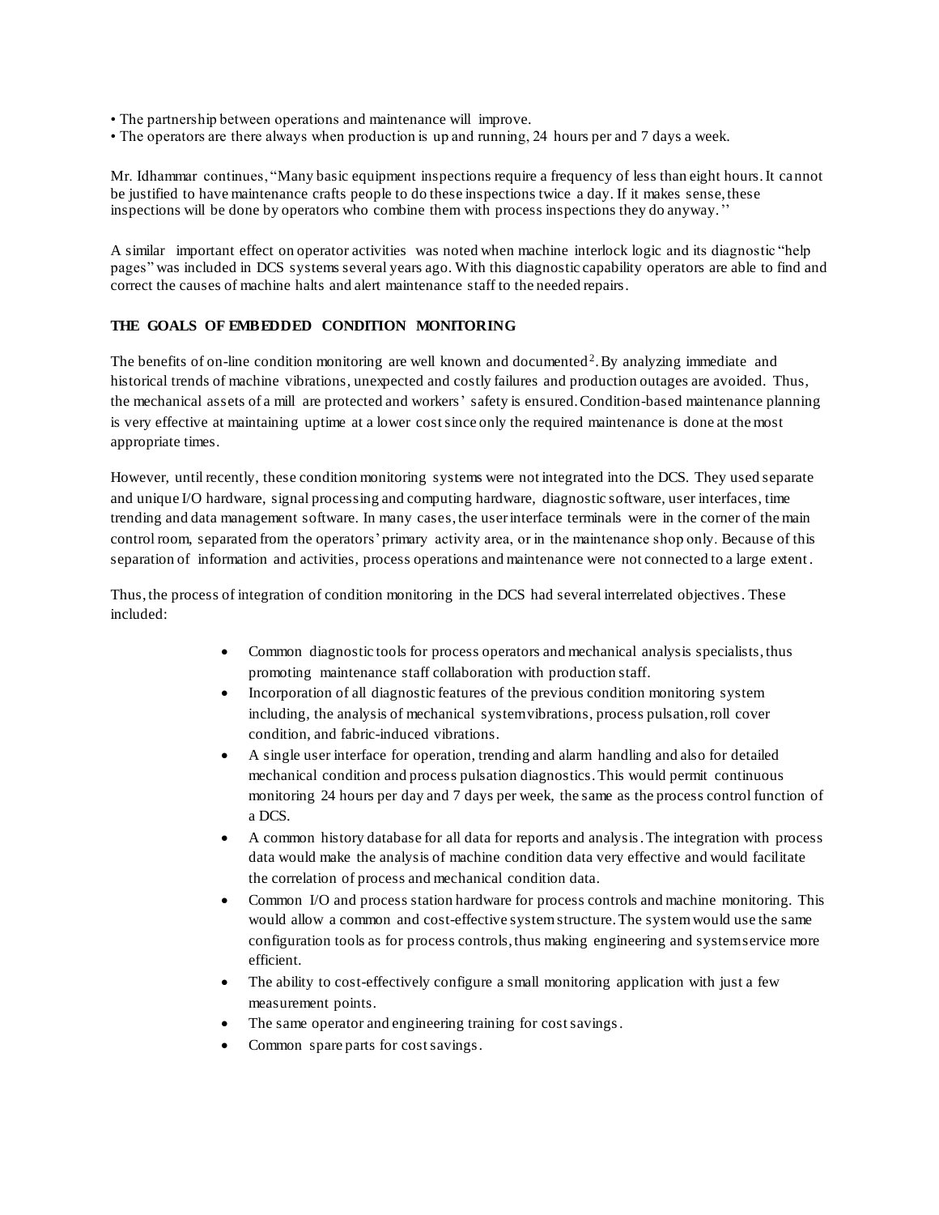- The partnership between operations and maintenance will improve.
- The operators are there always when production is up and running, 24 hours per and 7 days a week.

Mr. Idhammar continues, "Many basic equipment inspections require a frequency of less than eight hours. It cannot be justified to have maintenance crafts people to do these inspections twice a day. If it makes sense, these inspections will be done by operators who combine them with process inspections they do anyway."

A similar important effect on operator activities was noted when machine interlock logic and its diagnostic "help pages" was included in DCS systems several years ago. With this diagnostic capability operators are able to find and correct the causes of machine halts and alert maintenance staff to the needed repairs.

**THE GOALS OF EMBEDDED CONDITION MONITORING**

The benefits of on-line condition monitoring are well known and documented[2]. By analyzing immediate and historical trends of machine vibrations, unexpected and costly failures and production outages are avoided. Thus, the mechanical assets of a mill are protected and workers' safety is ensured. Condition-based maintenance planning is very effective at maintaining uptime at a lower cost since only the required maintenance is done at the most appropriate times.

However, until recently, these condition monitoring systems were not integrated into the DCS. They used separate and unique I/O hardware, signal processing and computing hardware, diagnostic software, user interfaces, time trending and data management software. In many cases, the user interface terminals were in the corner of the main control room, separated from the operators' primary activity area, or in the maintenance shop only. Because of this separation of information and activities, process operations and maintenance were not connected to a large extent.

Thus, the process of integration of condition monitoring in the DCS had several interrelated objectives. These included:

- Common diagnostic tools for process operators and mechanical analysis specialists, thus promoting maintenance staff collaboration with production staff.
- Incorporation of all diagnostic features of the previous condition monitoring system including, the analysis of mechanical system vibrations, process pulsation, roll cover condition, and fabric-induced vibrations.
- A single user interface for operation, trending and alarm handling and also for detailed mechanical condition and process pulsation diagnostics. This would permit continuous monitoring 24 hours per day and 7 days per week, the same as the process control function of a DCS.
- A common history database for all data for reports and analysis. The integration with process data would make the analysis of machine condition data very effective and would facilitate the correlation of process and mechanical condition data.
- Common I/O and process station hardware for process controls and machine monitoring. This would allow a common and cost-effective system structure. The system would use the same configuration tools as for process controls, thus making engineering and system service more efficient.
- The ability to cost-effectively configure a small monitoring application with just a few measurement points.
- The same operator and engineering training for cost savings.
- Common spare parts for cost savings.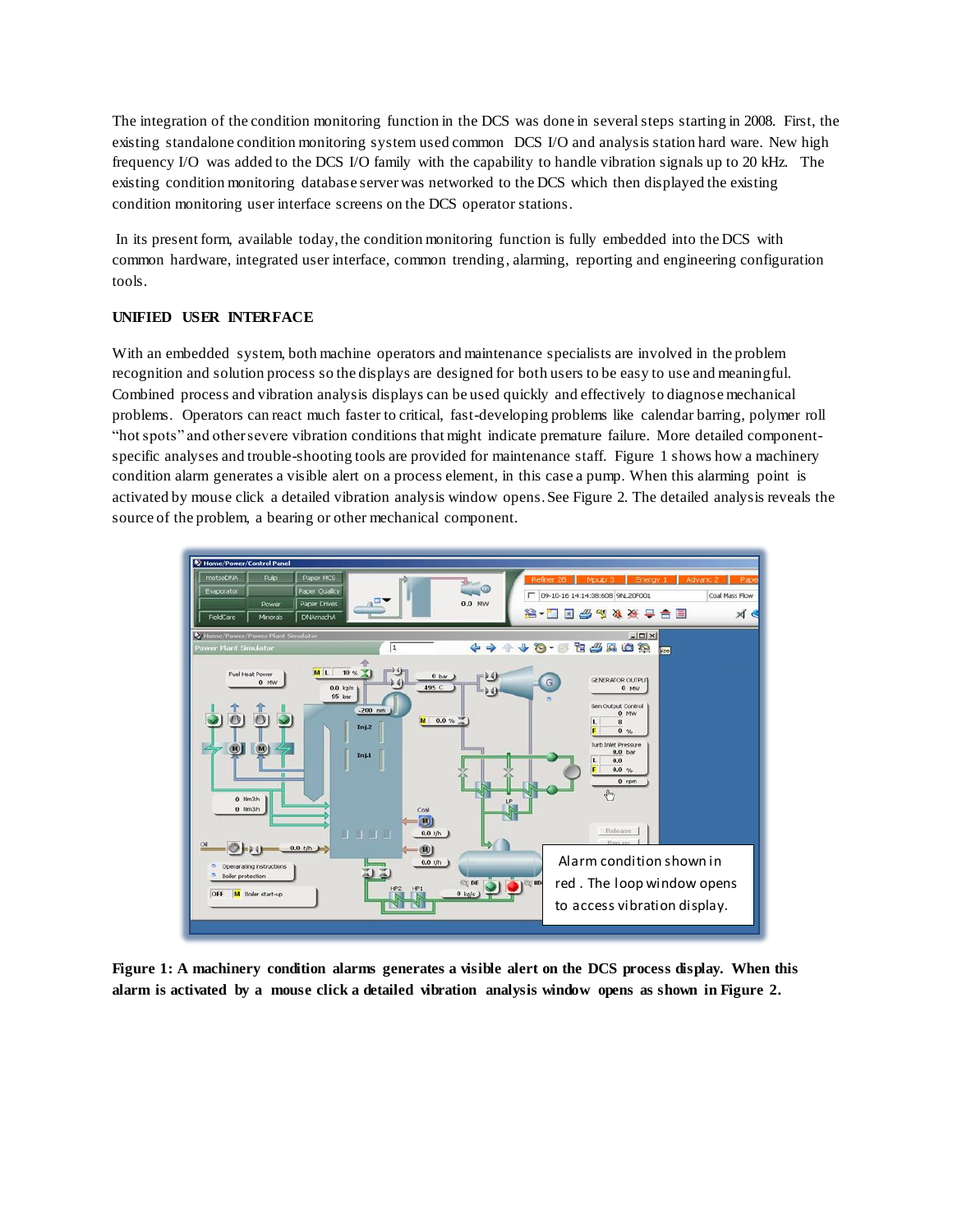The integration of the condition monitoring function in the DCS was done in several steps starting in 2008. First, the existing standalone condition monitoring system used common DCS I/O and analysis station hard ware. New high frequency I/O was added to the DCS I/O family with the capability to handle vibration signals up to 20 kHz. The existing condition monitoring database server was networked to the DCS which then displayed the existing condition monitoring user interface screens on the DCS operator stations.

In its present form, available today, the condition monitoring function is fully embedded into the DCS with common hardware, integrated user interface, common trending, alarming, reporting and engineering configuration tools.

**UNIFIED USER INTERFACE**

With an embedded system, both machine operators and maintenance specialists are involved in the problem recognition and solution process so the displays are designed for both users to be easy to use and meaningful. Combined process and vibration analysis displays can be used quickly and effectively to diagnose mechanical problems. Operators can react much faster to critical, fast-developing problems like calendar barring, polymer roll "hot spots" and other severe vibration conditions that might indicate premature failure. More detailed component-specific analyses and trouble-shooting tools are provided for maintenance staff. Figure 1 shows how a machinery condition alarm generates a visible alert on a process element, in this case a pump. When this alarming point is activated by mouse click a detailed vibration analysis window opens. See Figure 2. The detailed analysis reveals the source of the problem, a bearing or other mechanical component.

Alarm condition shown in red . The loop window opens to access vibration display.

**Figure 1: A machinery condition alarms generates a visible alert on the DCS process display. When this alarm is activated by a mouse click a detailed vibration analysis window opens as shown in Figure 2.**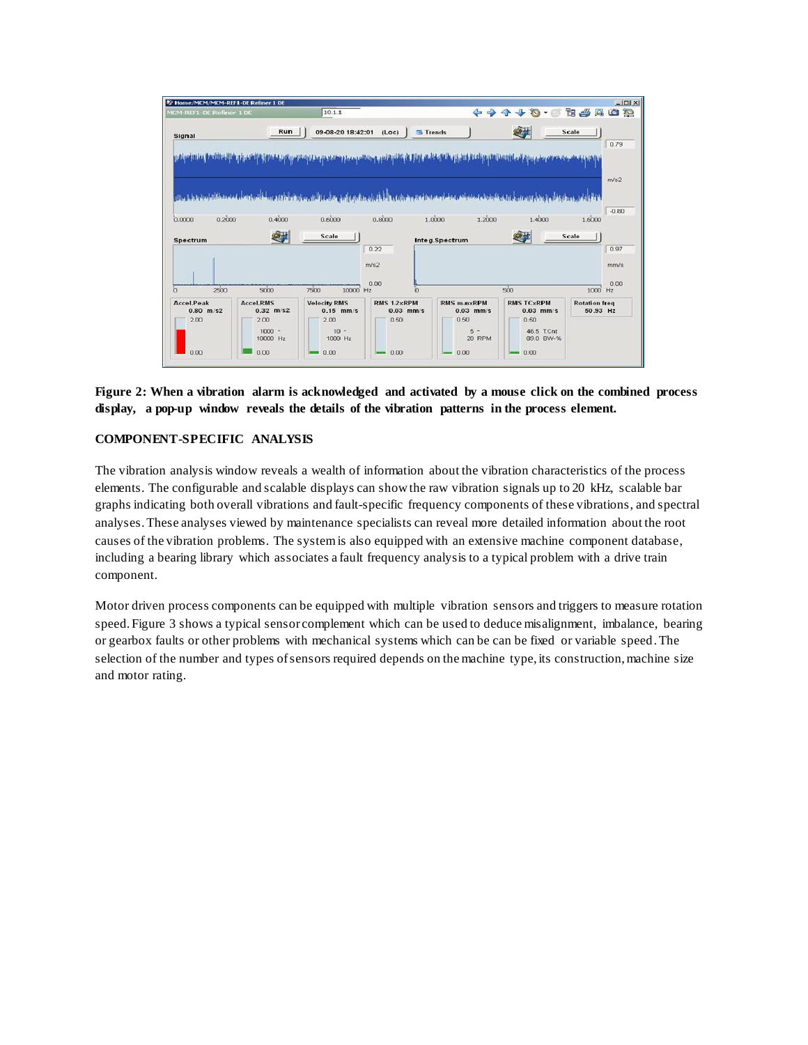**Figure 2: When a vibration alarm is acknowledged and activated by a mouse click on the combined process display, a pop-up window reveals the details of the vibration patterns in the process element.**

## COMPONENT-SPECIFIC ANALYSIS

The vibration analysis window reveals a wealth of information about the vibration characteristics of the process elements. The configurable and scalable displays can show the raw vibration signals up to 20 kHz, scalable bar graphs indicating both overall vibrations and fault-specific frequency components of these vibrations, and spectral analyses. These analyses viewed by maintenance specialists can reveal more detailed information about the root causes of the vibration problems. The system is also equipped with an extensive machine component database, including a bearing library which associates a fault frequency analysis to a typical problem with a drive train component.

Motor driven process components can be equipped with multiple vibration sensors and triggers to measure rotation speed. Figure 3 shows a typical sensor complement which can be used to deduce misalignment, imbalance, bearing or gearbox faults or other problems with mechanical systems which can be can be fixed or variable speed. The selection of the number and types of sensors required depends on the machine type, its construction, machine size and motor rating.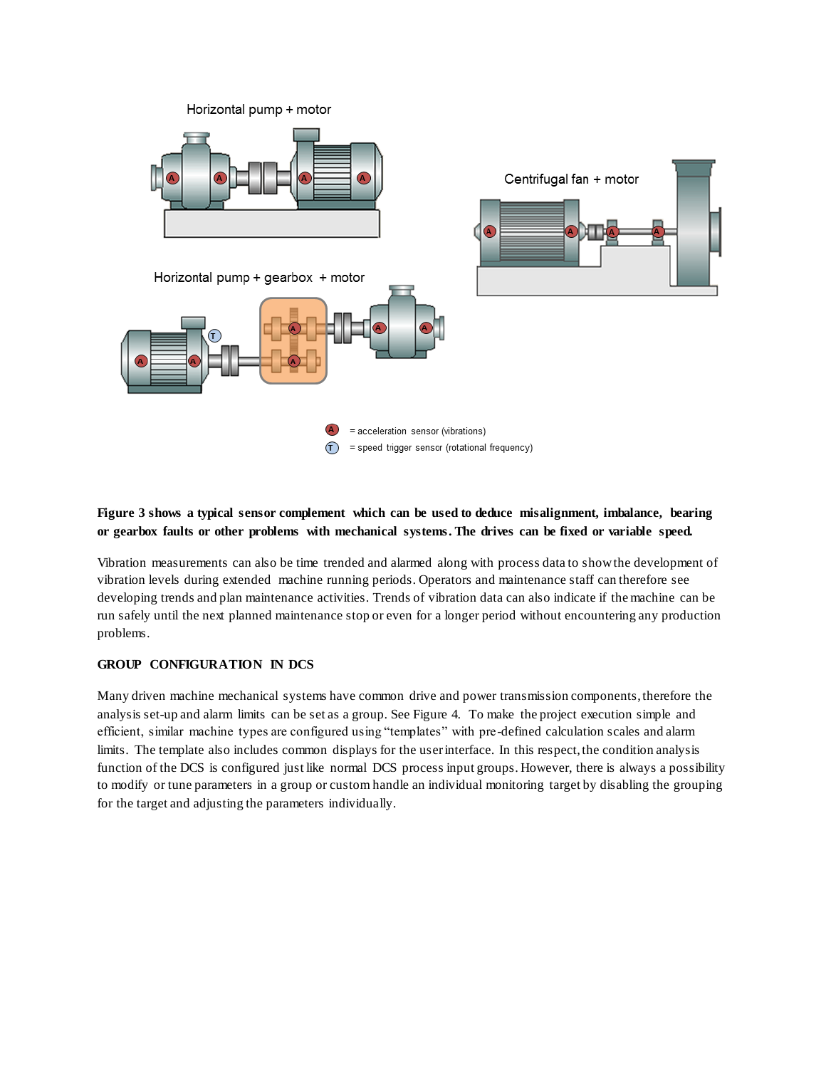**Figure 3 shows a typical sensor complement which can be used to deduce misalignment, imbalance, bearing or gearbox faults or other problems with mechanical systems. The drives can be fixed or variable speed.**

Vibration measurements can also be time trended and alarmed along with process data to show the development of vibration levels during extended machine running periods. Operators and maintenance staff can therefore see developing trends and plan maintenance activities. Trends of vibration data can also indicate if the machine can be run safely until the next planned maintenance stop or even for a longer period without encountering any production problems.

**GROUP CONFIGURATION IN DCS**

Many driven machine mechanical systems have common drive and power transmission components, therefore the analysis set-up and alarm limits can be set as a group. See Figure 4. To make the project execution simple and efficient, similar machine types are configured using "templates" with pre-defined calculation scales and alarm limits. The template also includes common displays for the user interface. In this respect, the condition analysis function of the DCS is configured just like normal DCS process input groups. However, there is always a possibility to modify or tune parameters in a group or custom handle an individual monitoring target by disabling the grouping for the target and adjusting the parameters individually.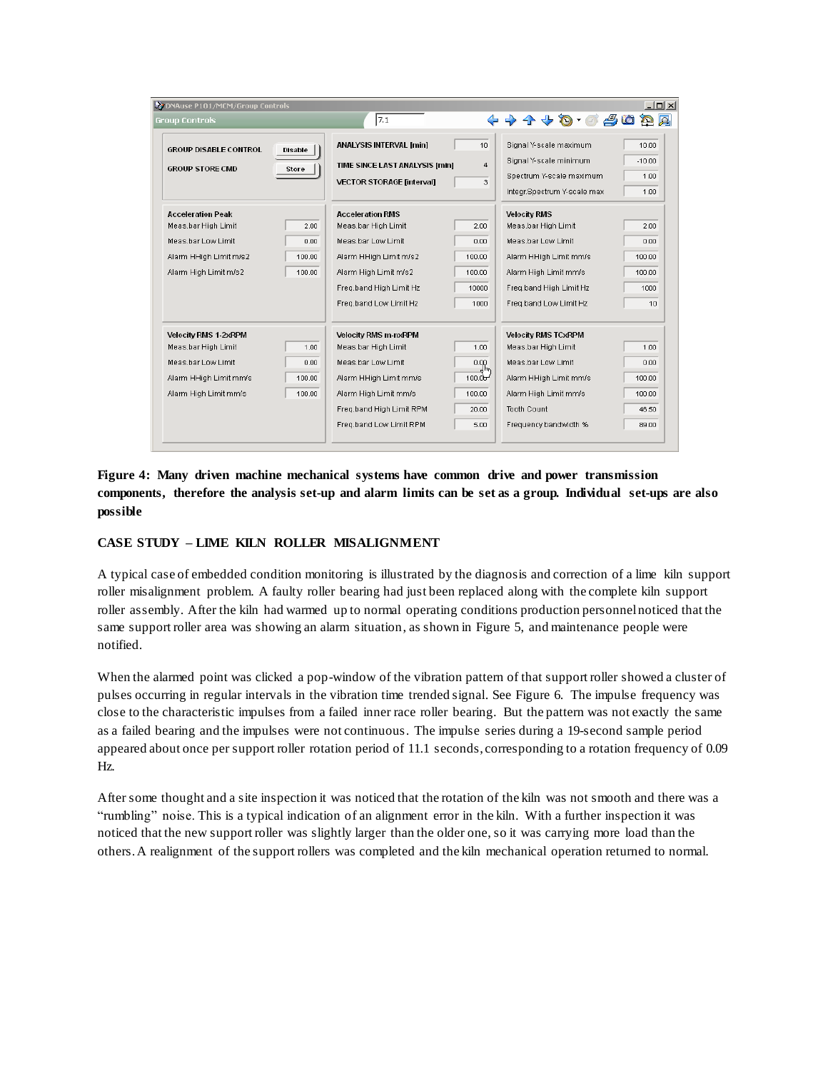**Figure 4: Many driven machine mechanical systems have common drive and power transmission components, therefore the analysis set-up and alarm limits can be set as a group. Individual set-ups are also possible**

**CASE STUDY – LIME KILN ROLLER MISALIGNMENT**

A typical case of embedded condition monitoring is illustrated by the diagnosis and correction of a lime kiln support roller misalignment problem. A faulty roller bearing had just been replaced along with the complete kiln support roller assembly. After the kiln had warmed up to normal operating conditions production personnel noticed that the same support roller area was showing an alarm situation, as shown in Figure 5, and maintenance people were notified.

When the alarmed point was clicked a pop-window of the vibration pattern of that support roller showed a cluster of pulses occurring in regular intervals in the vibration time trended signal. See Figure 6. The impulse frequency was close to the characteristic impulses from a failed inner race roller bearing. But the pattern was not exactly the same as a failed bearing and the impulses were not continuous. The impulse series during a 19-second sample period appeared about once per support roller rotation period of 11.1 seconds, corresponding to a rotation frequency of 0.09 Hz.

After some thought and a site inspection it was noticed that the rotation of the kiln was not smooth and there was a "rumbling" noise. This is a typical indication of an alignment error in the kiln. With a further inspection it was noticed that the new support roller was slightly larger than the older one, so it was carrying more load than the others. A realignment of the support rollers was completed and the kiln mechanical operation returned to normal.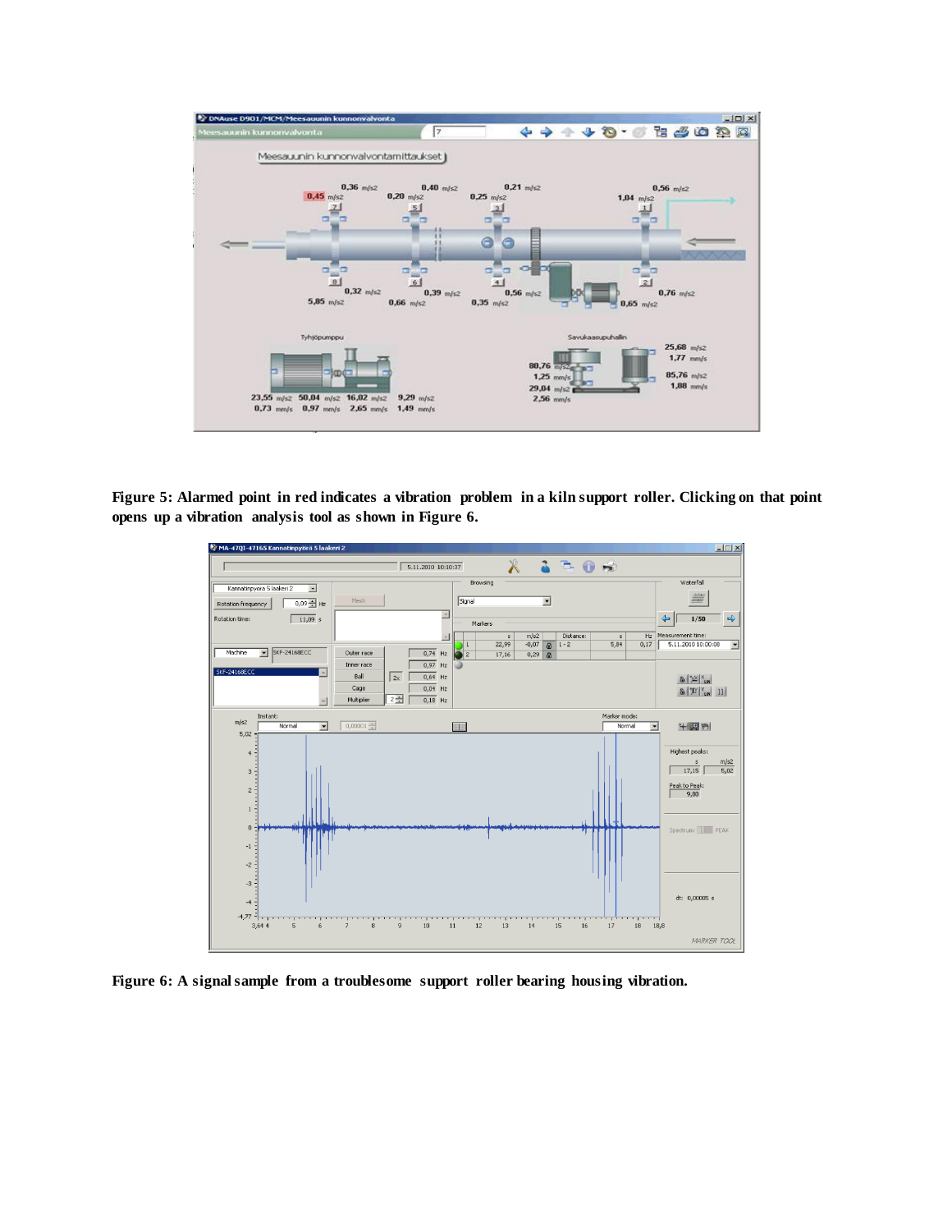Figure 5: Alarmed point in red indicates a vibration problem in a kiln support roller. Clicking on that point opens up a vibration analysis tool as shown in Figure 6.

Figure 6: A signal sample from a troublesome support roller bearing housing vibration.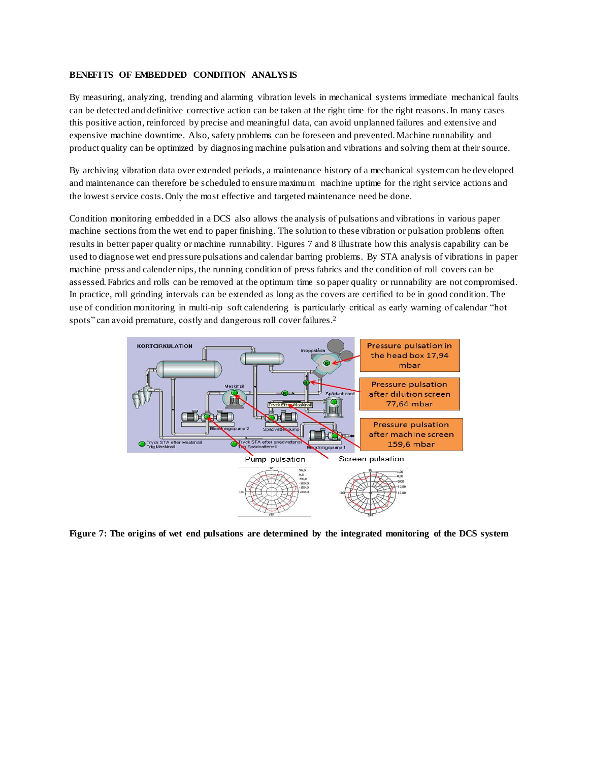**BENEFITS OF EMBEDDED CONDITION ANALYSIS**

By measuring, analyzing, trending and alarming vibration levels in mechanical systems immediate mechanical faults can be detected and definitive corrective action can be taken at the right time for the right reasons. In many cases this positive action, reinforced by precise and meaningful data, can avoid unplanned failures and extensive and expensive machine downtime. Also, safety problems can be foreseen and prevented. Machine runnability and product quality can be optimized by diagnosing machine pulsation and vibrations and solving them at their source.

By archiving vibration data over extended periods, a maintenance history of a mechanical system can be developed and maintenance can therefore be scheduled to ensure maximum machine uptime for the right service actions and the lowest service costs. Only the most effective and targeted maintenance need be done.

Condition monitoring embedded in a DCS also allows the analysis of pulsations and vibrations in various paper machine sections from the wet end to paper finishing. The solution to these vibration or pulsation problems often results in better paper quality or machine runnability. Figures 7 and 8 illustrate how this analysis capability can be used to diagnose wet end pressure pulsations and calendar barring problems. By STA analysis of vibrations in paper machine press and calender nips, the running condition of press fabrics and the condition of roll covers can be assessed. Fabrics and rolls can be removed at the optimum time so paper quality or runnability are not compromised. In practice, roll grinding intervals can be extended as long as the covers are certified to be in good condition. The use of condition monitoring in multi-nip soft calendering is particularly critical as early warning of calendar "hot spots" can avoid premature, costly and dangerous roll cover failures.[2]

**Figure 7: The origins of wet end pulsations are determined by the integrated monitoring of the DCS system**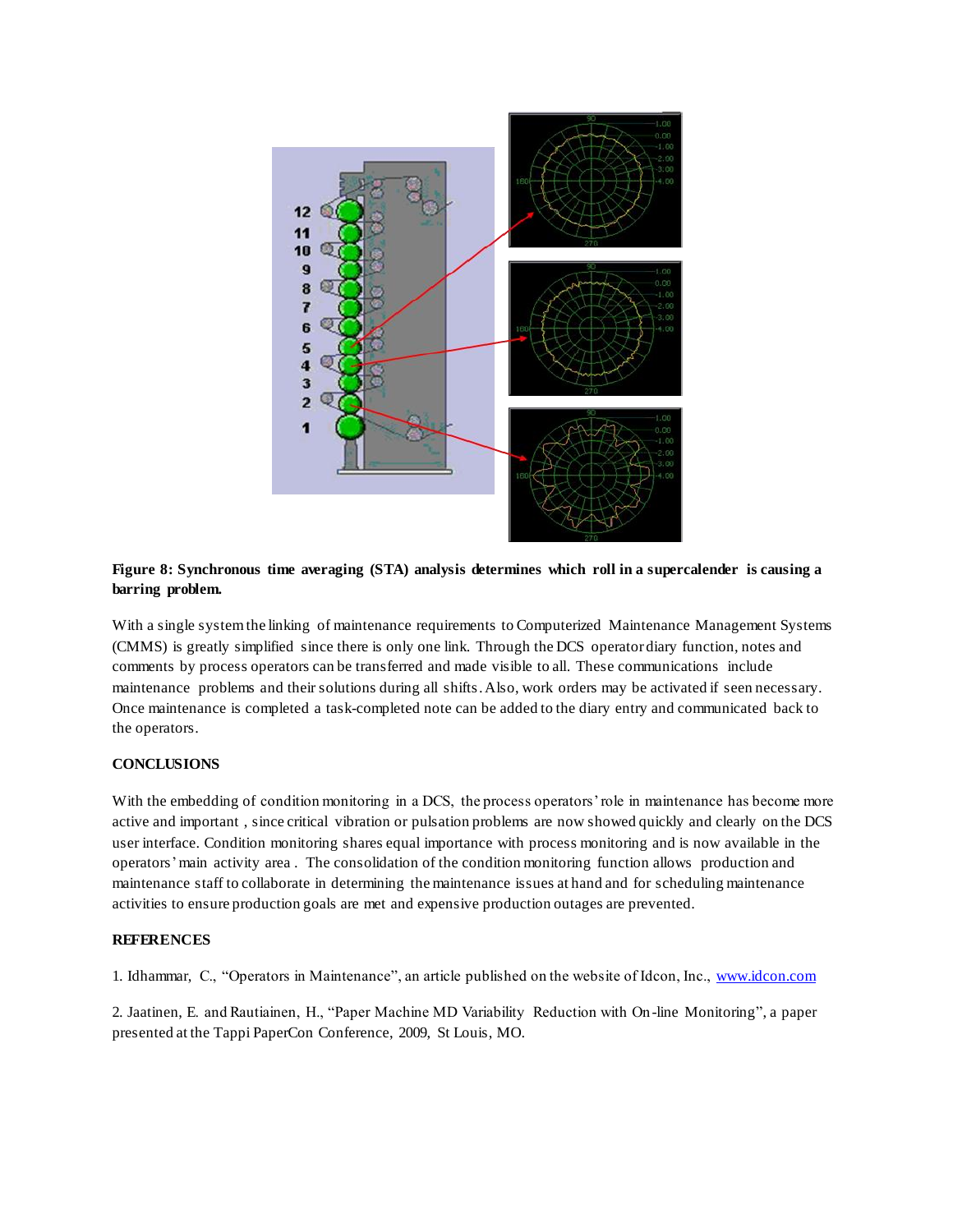**Figure 8: Synchronous time averaging (STA) analysis determines which roll in a supercalender is causing a barring problem.**

With a single system the linking of maintenance requirements to Computerized Maintenance Management Systems (CMMS) is greatly simplified since there is only one link. Through the DCS operator diary function, notes and comments by process operators can be transferred and made visible to all. These communications include maintenance problems and their solutions during all shifts. Also, work orders may be activated if seen necessary. Once maintenance is completed a task-completed note can be added to the diary entry and communicated back to the operators.

## CONCLUSIONS

With the embedding of condition monitoring in a DCS, the process operators' role in maintenance has become more active and important , since critical vibration or pulsation problems are now showed quickly and clearly on the DCS user interface. Condition monitoring shares equal importance with process monitoring and is now available in the operators' main activity area . The consolidation of the condition monitoring function allows production and maintenance staff to collaborate in determining the maintenance issues at hand and for scheduling maintenance activities to ensure production goals are met and expensive production outages are prevented.

## REFERENCES

1. Idhammar, C., "Operators in Maintenance", an article published on the website of Idcon, Inc., [www.idcon.com](http://www.idcon.com)

2. Jaatinen, E. and Rautiainen, H., "Paper Machine MD Variability Reduction with On-line Monitoring", a paper presented at the Tappi PaperCon Conference, 2009, St Louis, MO.